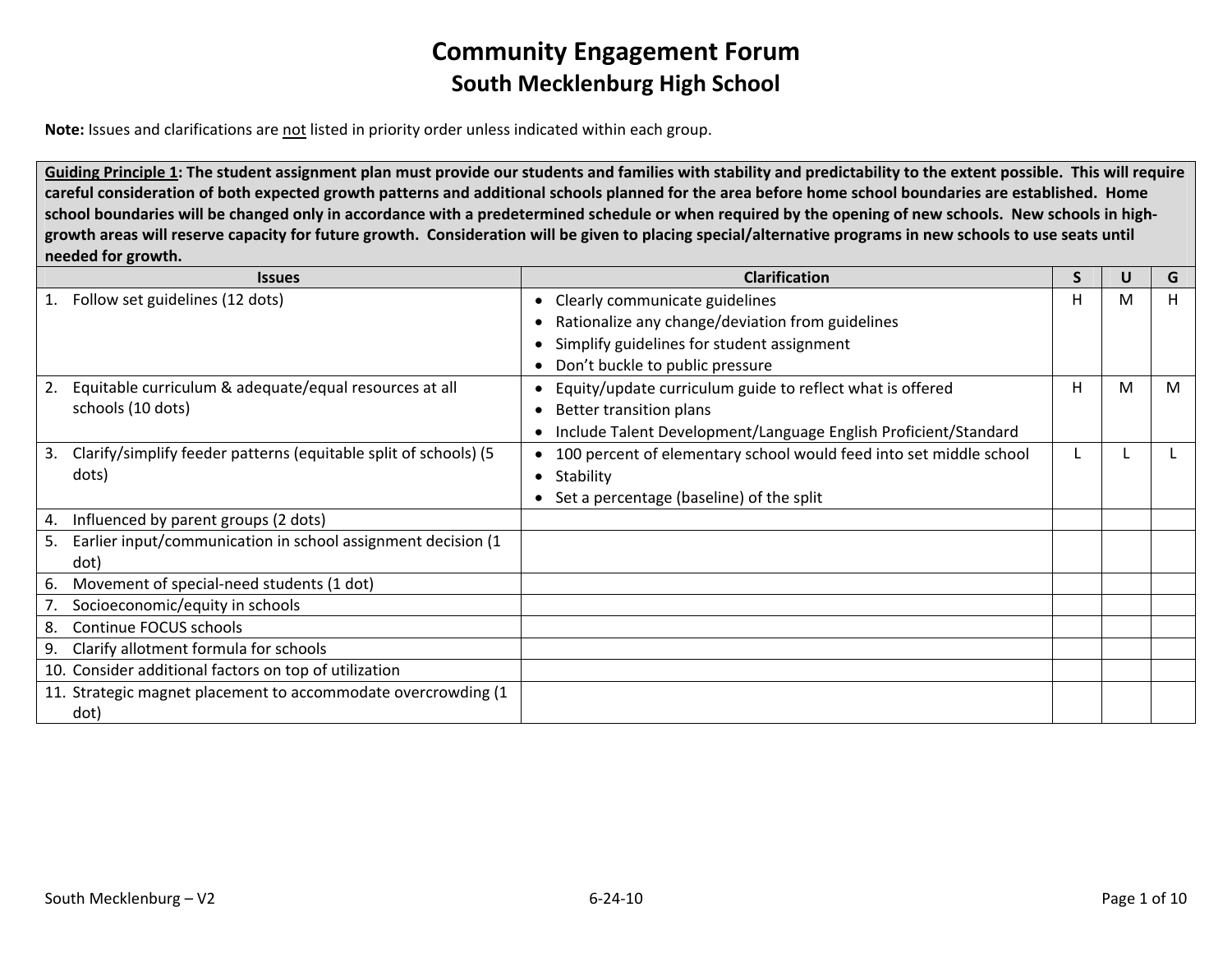# Community Engagement Forum

## South Mecklenburg High School

**Note:** Issues and clarifications are not listed in priority order unless indicated within each group.

| **Guiding Principle 1: The student assignment plan must provide our students and families with stability and predictability to the extent possible. This will require careful consideration of both expected growth patterns and additional schools planned for the area before home school boundaries are established. Home school boundaries will be changed only in accordance with a predetermined schedule or when required by the opening of new schools. New schools in high-growth areas will reserve capacity for future growth. Consideration will be given to placing special/alternative programs in new schools to use seats until needed for growth.** | | | | |
|---|---|---|---|---|
| **Issues** | **Clarification** | **S** | **U** | **G** |
| 1. Follow set guidelines (12 dots) | • Clearly communicate guidelines<br>• Rationalize any change/deviation from guidelines<br>• Simplify guidelines for student assignment<br>• Don't buckle to public pressure | H | M | H |
| 2. Equitable curriculum & adequate/equal resources at all schools (10 dots) | • Equity/update curriculum guide to reflect what is offered<br>• Better transition plans<br>• Include Talent Development/Language English Proficient/Standard | H | M | M |
| 3. Clarify/simplify feeder patterns (equitable split of schools) (5 dots) | • 100 percent of elementary school would feed into set middle school<br>• Stability<br>• Set a percentage (baseline) of the split | L | L | L |
| 4. Influenced by parent groups (2 dots) | | | | |
| 5. Earlier input/communication in school assignment decision (1 dot) | | | | |
| 6. Movement of special-need students (1 dot) | | | | |
| 7. Socioeconomic/equity in schools | | | | |
| 8. Continue FOCUS schools | | | | |
| 9. Clarify allotment formula for schools | | | | |
| 10. Consider additional factors on top of utilization | | | | |
| 11. Strategic magnet placement to accommodate overcrowding (1 dot) | | | | |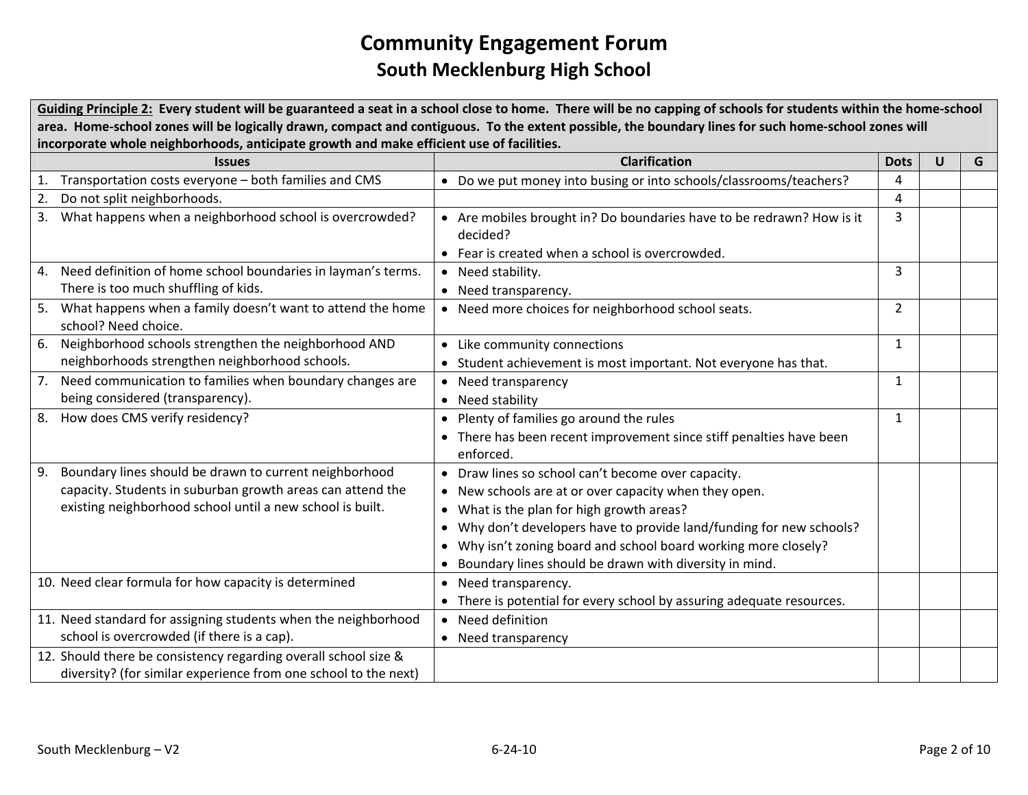# Community Engagement Forum

## South Mecklenburg High School

| **<u>Guiding Principle 2:</u> Every student will be guaranteed a seat in a school close to home. There will be no capping of schools for students within the home-school area. Home-school zones will be logically drawn, compact and contiguous. To the extent possible, the boundary lines for such home-school zones will incorporate whole neighborhoods, anticipate growth and make efficient use of facilities.** | | | | |
|---|---|---|---|---|
| **Issues** | **Clarification** | **Dots** | **U** | **G** |
| 1. Transportation costs everyone – both families and CMS | • Do we put money into busing or into schools/classrooms/teachers? | 4 | | |
| 2. Do not split neighborhoods. | | 4 | | |
| 3. What happens when a neighborhood school is overcrowded? | • Are mobiles brought in? Do boundaries have to be redrawn? How is it decided?<br>• Fear is created when a school is overcrowded. | 3 | | |
| 4. Need definition of home school boundaries in layman's terms. There is too much shuffling of kids. | • Need stability.<br>• Need transparency. | 3 | | |
| 5. What happens when a family doesn't want to attend the home school? Need choice. | • Need more choices for neighborhood school seats. | 2 | | |
| 6. Neighborhood schools strengthen the neighborhood AND neighborhoods strengthen neighborhood schools. | • Like community connections<br>• Student achievement is most important. Not everyone has that. | 1 | | |
| 7. Need communication to families when boundary changes are being considered (transparency). | • Need transparency<br>• Need stability | 1 | | |
| 8. How does CMS verify residency? | • Plenty of families go around the rules<br>• There has been recent improvement since stiff penalties have been enforced. | 1 | | |
| 9. Boundary lines should be drawn to current neighborhood capacity. Students in suburban growth areas can attend the existing neighborhood school until a new school is built. | • Draw lines so school can't become over capacity.<br>• New schools are at or over capacity when they open.<br>• What is the plan for high growth areas?<br>• Why don't developers have to provide land/funding for new schools?<br>• Why isn't zoning board and school board working more closely?<br>• Boundary lines should be drawn with diversity in mind. | | | |
| 10. Need clear formula for how capacity is determined | • Need transparency.<br>• There is potential for every school by assuring adequate resources. | | | |
| 11. Need standard for assigning students when the neighborhood school is overcrowded (if there is a cap). | • Need definition<br>• Need transparency | | | |
| 12. Should there be consistency regarding overall school size & diversity? (for similar experience from one school to the next) | | | | |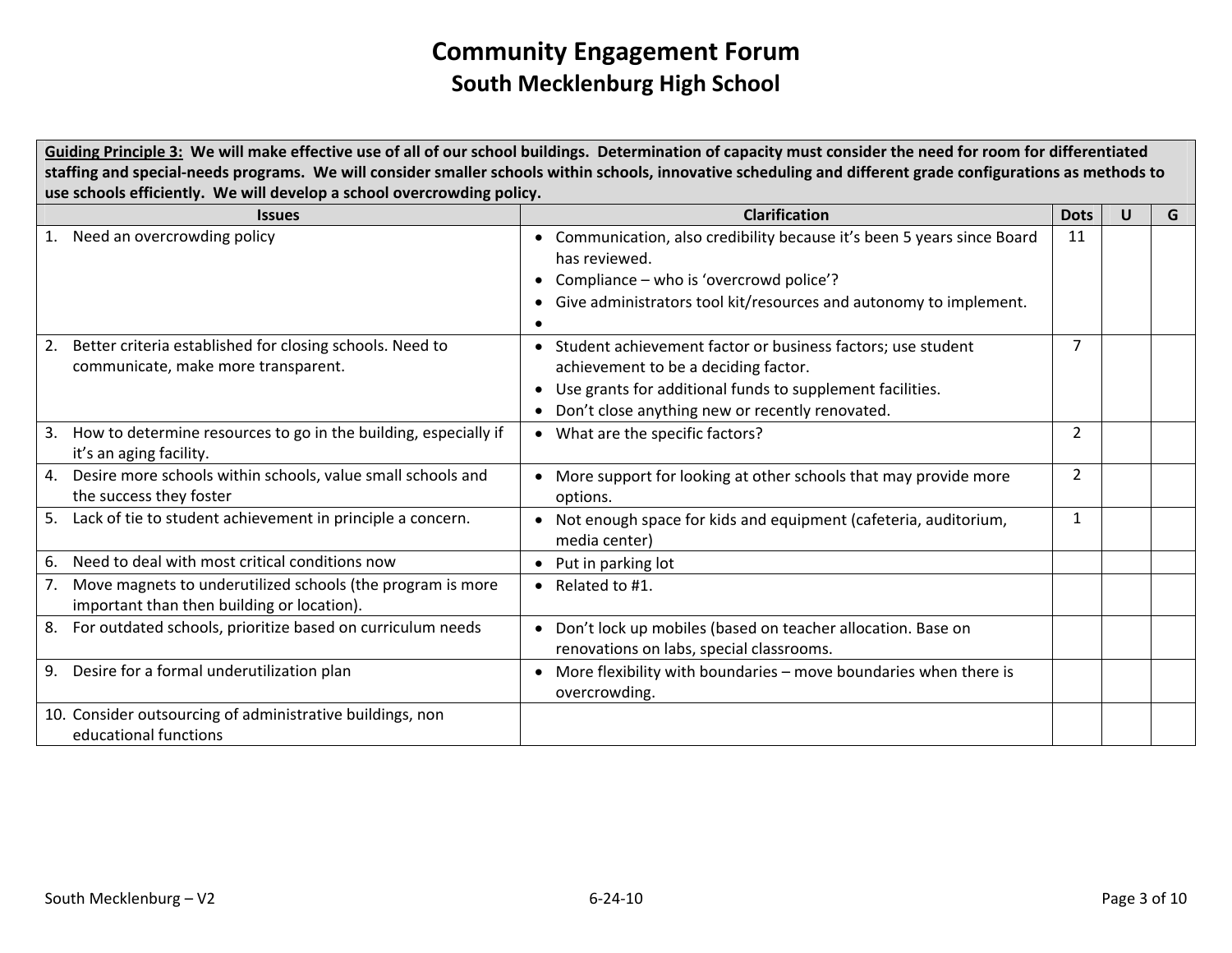# Community Engagement Forum

## South Mecklenburg High School

| **Guiding Principle 3: We will make effective use of all of our school buildings. Determination of capacity must consider the need for room for differentiated staffing and special-needs programs. We will consider smaller schools within schools, innovative scheduling and different grade configurations as methods to use schools efficiently. We will develop a school overcrowding policy.** | | | | |
|---|---|---|---|---|
| **Issues** | **Clarification** | **Dots** | **U** | **G** |
| 1. Need an overcrowding policy | • Communication, also credibility because it's been 5 years since Board has reviewed.<br>• Compliance – who is 'overcrowd police'?<br>• Give administrators tool kit/resources and autonomy to implement.<br>• | 11 | | |
| 2. Better criteria established for closing schools. Need to communicate, make more transparent. | • Student achievement factor or business factors; use student achievement to be a deciding factor.<br>• Use grants for additional funds to supplement facilities.<br>• Don't close anything new or recently renovated. | 7 | | |
| 3. How to determine resources to go in the building, especially if it's an aging facility. | • What are the specific factors? | 2 | | |
| 4. Desire more schools within schools, value small schools and the success they foster | • More support for looking at other schools that may provide more options. | 2 | | |
| 5. Lack of tie to student achievement in principle a concern. | • Not enough space for kids and equipment (cafeteria, auditorium, media center) | 1 | | |
| 6. Need to deal with most critical conditions now | • Put in parking lot | | | |
| 7. Move magnets to underutilized schools (the program is more important than then building or location). | • Related to #1. | | | |
| 8. For outdated schools, prioritize based on curriculum needs | • Don't lock up mobiles (based on teacher allocation. Base on renovations on labs, special classrooms. | | | |
| 9. Desire for a formal underutilization plan | • More flexibility with boundaries – move boundaries when there is overcrowding. | | | |
| 10. Consider outsourcing of administrative buildings, non educational functions | | | | |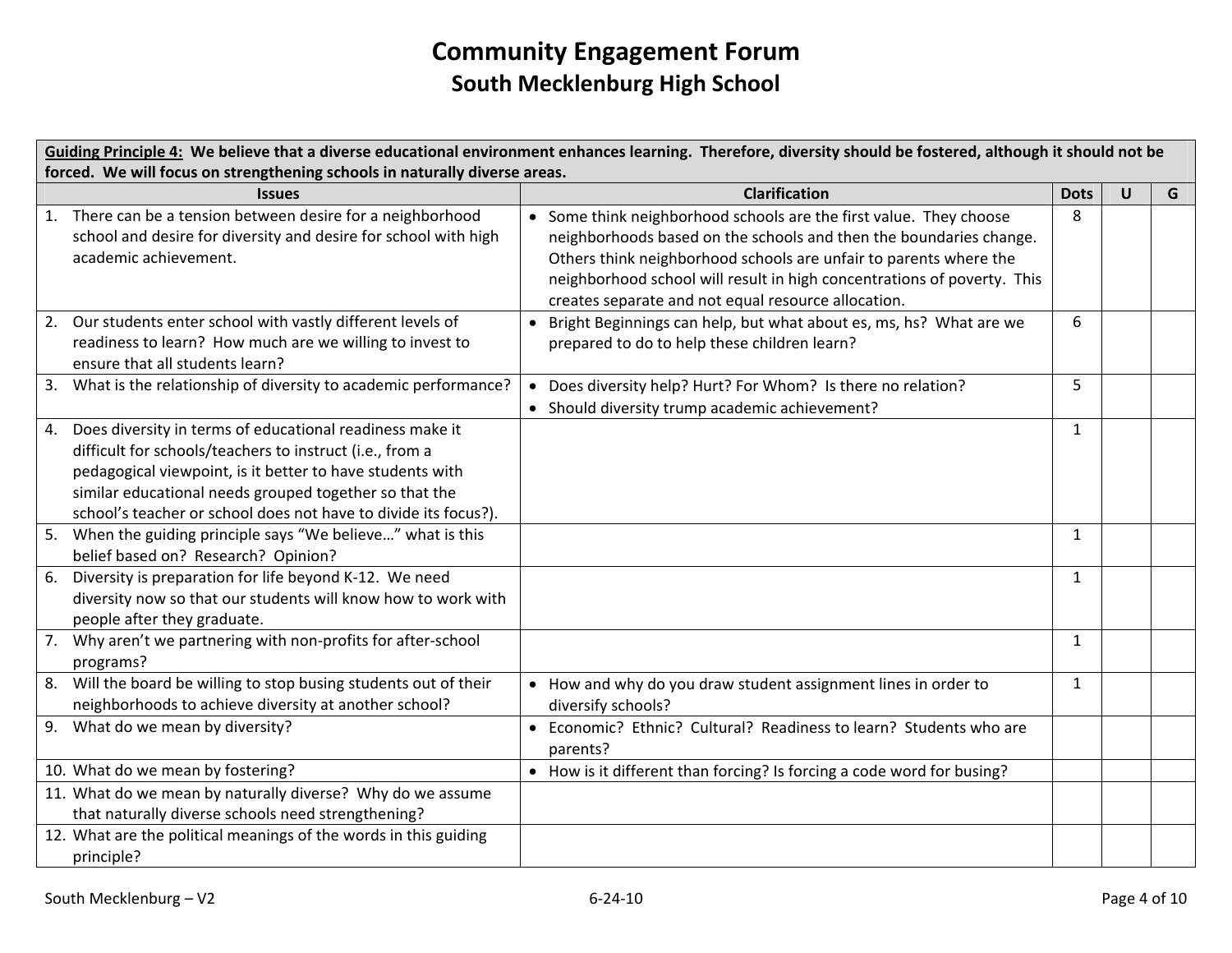# Community Engagement Forum

## South Mecklenburg High School

| **<u>Guiding Principle 4:</u> We believe that a diverse educational environment enhances learning. Therefore, diversity should be fostered, although it should not be forced. We will focus on strengthening schools in naturally diverse areas.** | | | | |
|---|---|---|---|---|
| **Issues** | **Clarification** | **Dots** | **U** | **G** |
| 1. There can be a tension between desire for a neighborhood school and desire for diversity and desire for school with high academic achievement. | • Some think neighborhood schools are the first value. They choose neighborhoods based on the schools and then the boundaries change. Others think neighborhood schools are unfair to parents where the neighborhood school will result in high concentrations of poverty. This creates separate and not equal resource allocation. | 8 | | |
| 2. Our students enter school with vastly different levels of readiness to learn? How much are we willing to invest to ensure that all students learn? | • Bright Beginnings can help, but what about es, ms, hs? What are we prepared to do to help these children learn? | 6 | | |
| 3. What is the relationship of diversity to academic performance? | • Does diversity help? Hurt? For Whom? Is there no relation?<br>• Should diversity trump academic achievement? | 5 | | |
| 4. Does diversity in terms of educational readiness make it difficult for schools/teachers to instruct (i.e., from a pedagogical viewpoint, is it better to have students with similar educational needs grouped together so that the school's teacher or school does not have to divide its focus?). | | 1 | | |
| 5. When the guiding principle says "We believe…" what is this belief based on? Research? Opinion? | | 1 | | |
| 6. Diversity is preparation for life beyond K-12. We need diversity now so that our students will know how to work with people after they graduate. | | 1 | | |
| 7. Why aren't we partnering with non-profits for after-school programs? | | 1 | | |
| 8. Will the board be willing to stop busing students out of their neighborhoods to achieve diversity at another school? | • How and why do you draw student assignment lines in order to diversify schools? | 1 | | |
| 9. What do we mean by diversity? | • Economic? Ethnic? Cultural? Readiness to learn? Students who are parents? | | | |
| 10. What do we mean by fostering? | • How is it different than forcing? Is forcing a code word for busing? | | | |
| 11. What do we mean by naturally diverse? Why do we assume that naturally diverse schools need strengthening? | | | | |
| 12. What are the political meanings of the words in this guiding principle? | | | | |

South Mecklenburg – V2 6-24-10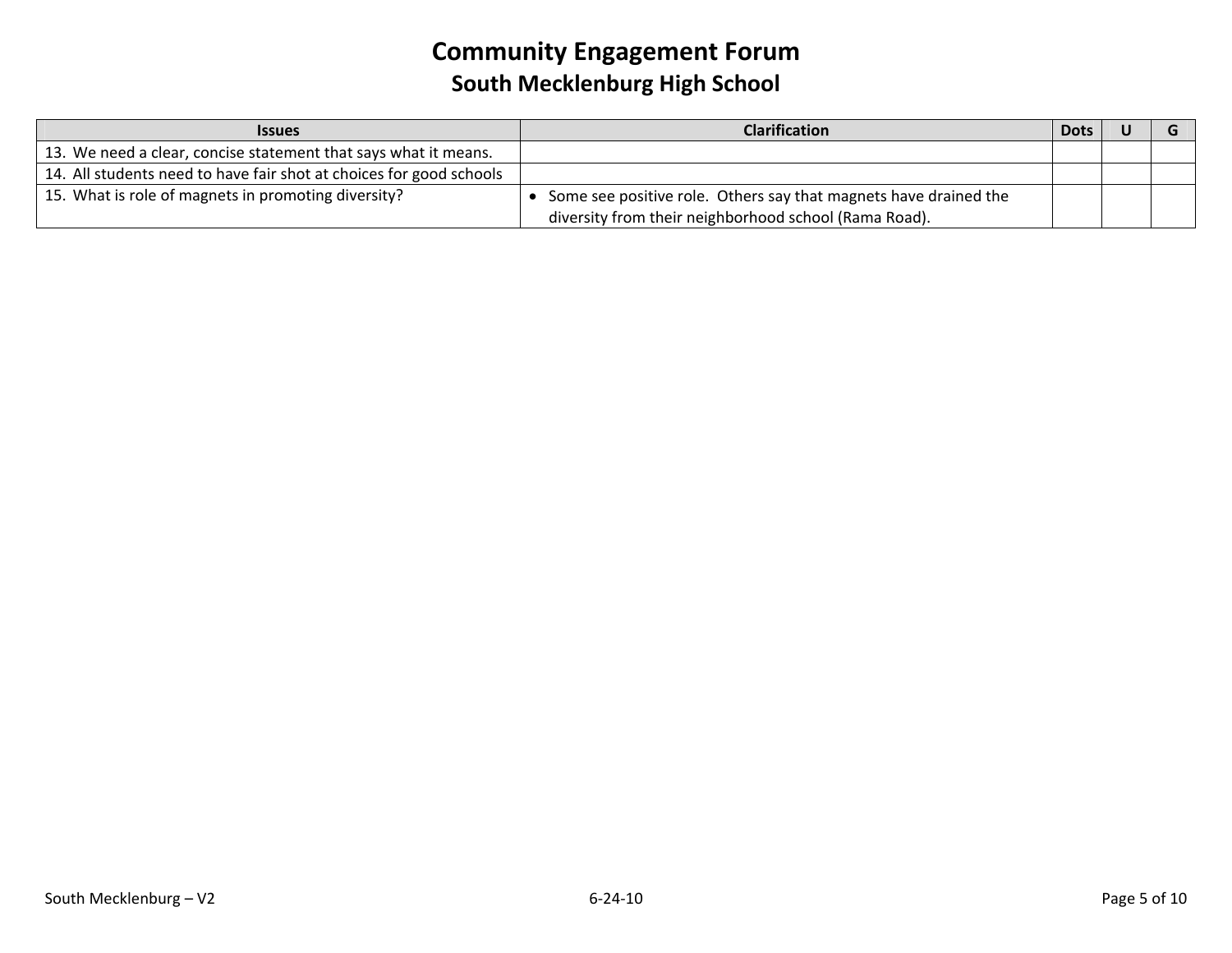# Community Engagement Forum

## South Mecklenburg High School

| Issues | Clarification | Dots | U | G |
|---|---|---|---|---|
| 13. We need a clear, concise statement that says what it means. | | | | |
| 14. All students need to have fair shot at choices for good schools | | | | |
| 15. What is role of magnets in promoting diversity? | • Some see positive role. Others say that magnets have drained the diversity from their neighborhood school (Rama Road). | | | |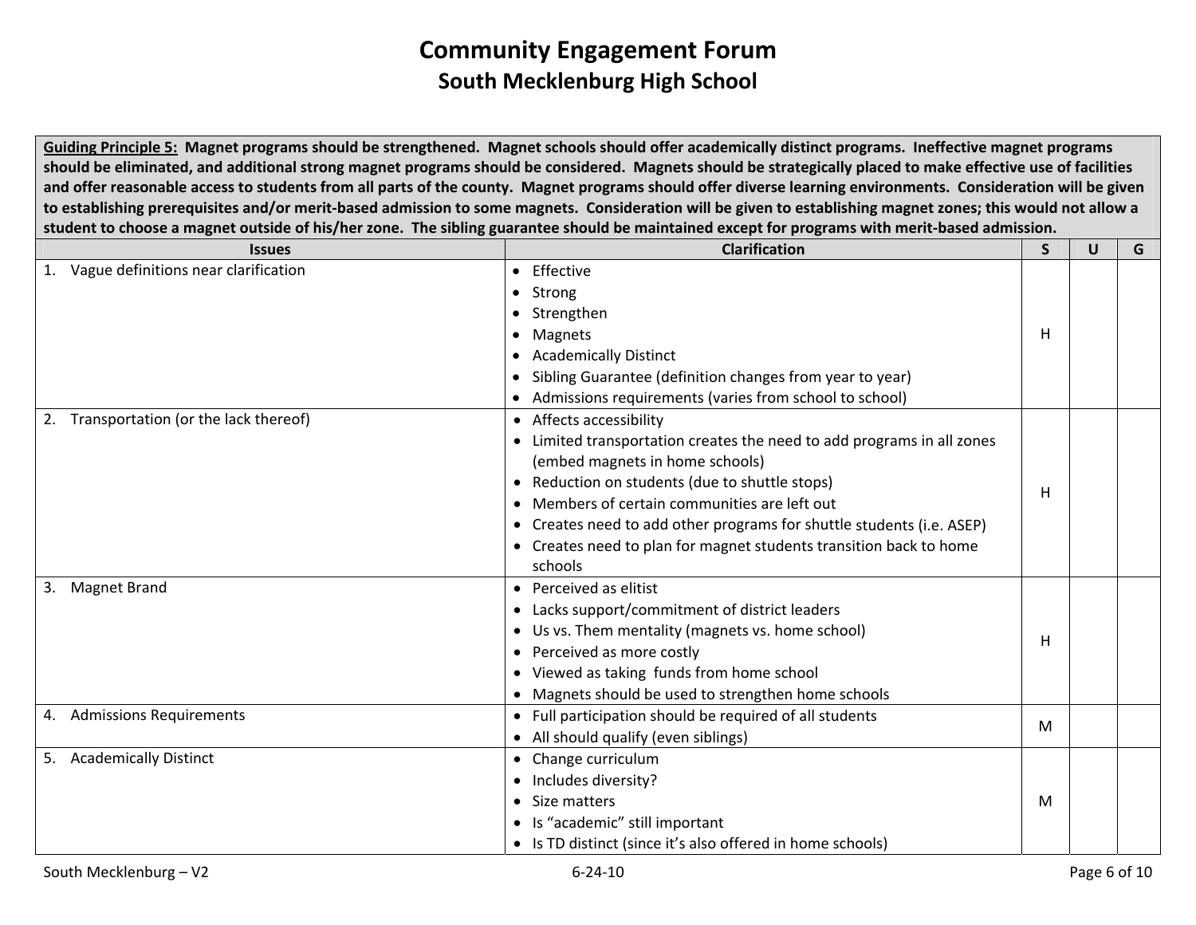# Community Engagement Forum

## South Mecklenburg High School

| **<u>Guiding Principle 5:</u> Magnet programs should be strengthened. Magnet schools should offer academically distinct programs. Ineffective magnet programs should be eliminated, and additional strong magnet programs should be considered. Magnets should be strategically placed to make effective use of facilities and offer reasonable access to students from all parts of the county. Magnet programs should offer diverse learning environments. Consideration will be given to establishing prerequisites and/or merit-based admission to some magnets. Consideration will be given to establishing magnet zones; this would not allow a student to choose a magnet outside of his/her zone. The sibling guarantee should be maintained except for programs with merit-based admission.** | | | | |
|---|---|---|---|---|
| **Issues** | **Clarification** | **S** | **U** | **G** |
| 1. Vague definitions near clarification | • Effective<br>• Strong<br>• Strengthen<br>• Magnets<br>• Academically Distinct<br>• Sibling Guarantee (definition changes from year to year)<br>• Admissions requirements (varies from school to school) | H | | |
| 2. Transportation (or the lack thereof) | • Affects accessibility<br>• Limited transportation creates the need to add programs in all zones (embed magnets in home schools)<br>• Reduction on students (due to shuttle stops)<br>• Members of certain communities are left out<br>• Creates need to add other programs for shuttle students (i.e. ASEP)<br>• Creates need to plan for magnet students transition back to home schools | H | | |
| 3. Magnet Brand | • Perceived as elitist<br>• Lacks support/commitment of district leaders<br>• Us vs. Them mentality (magnets vs. home school)<br>• Perceived as more costly<br>• Viewed as taking funds from home school<br>• Magnets should be used to strengthen home schools | H | | |
| 4. Admissions Requirements | • Full participation should be required of all students<br>• All should qualify (even siblings) | M | | |
| 5. Academically Distinct | • Change curriculum<br>• Includes diversity?<br>• Size matters<br>• Is "academic" still important<br>• Is TD distinct (since it's also offered in home schools) | M | | |

South Mecklenburg – V2 6-24-10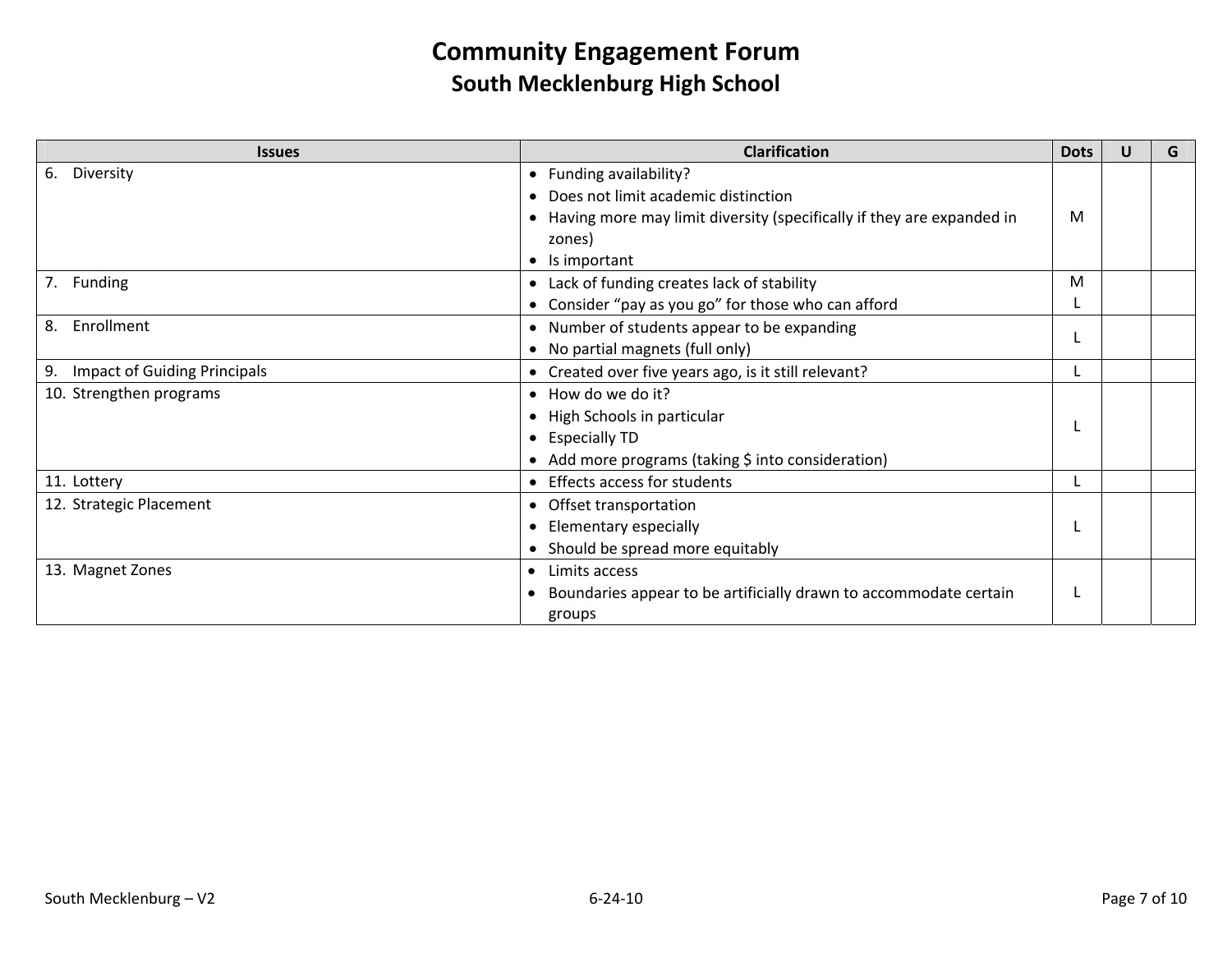# Community Engagement Forum

## South Mecklenburg High School

| Issues | Clarification | Dots | U | G |
|---|---|---|---|---|
| 6. Diversity | • Funding availability?<br>• Does not limit academic distinction<br>• Having more may limit diversity (specifically if they are expanded in zones)<br>• Is important | M | | |
| 7. Funding | • Lack of funding creates lack of stability<br>• Consider "pay as you go" for those who can afford | M<br>L | | |
| 8. Enrollment | • Number of students appear to be expanding<br>• No partial magnets (full only) | L | | |
| 9. Impact of Guiding Principals | • Created over five years ago, is it still relevant? | L | | |
| 10. Strengthen programs | • How do we do it?<br>• High Schools in particular<br>• Especially TD<br>• Add more programs (taking $ into consideration) | L | | |
| 11. Lottery | • Effects access for students | L | | |
| 12. Strategic Placement | • Offset transportation<br>• Elementary especially<br>• Should be spread more equitably | L | | |
| 13. Magnet Zones | • Limits access<br>• Boundaries appear to be artificially drawn to accommodate certain groups | L | | |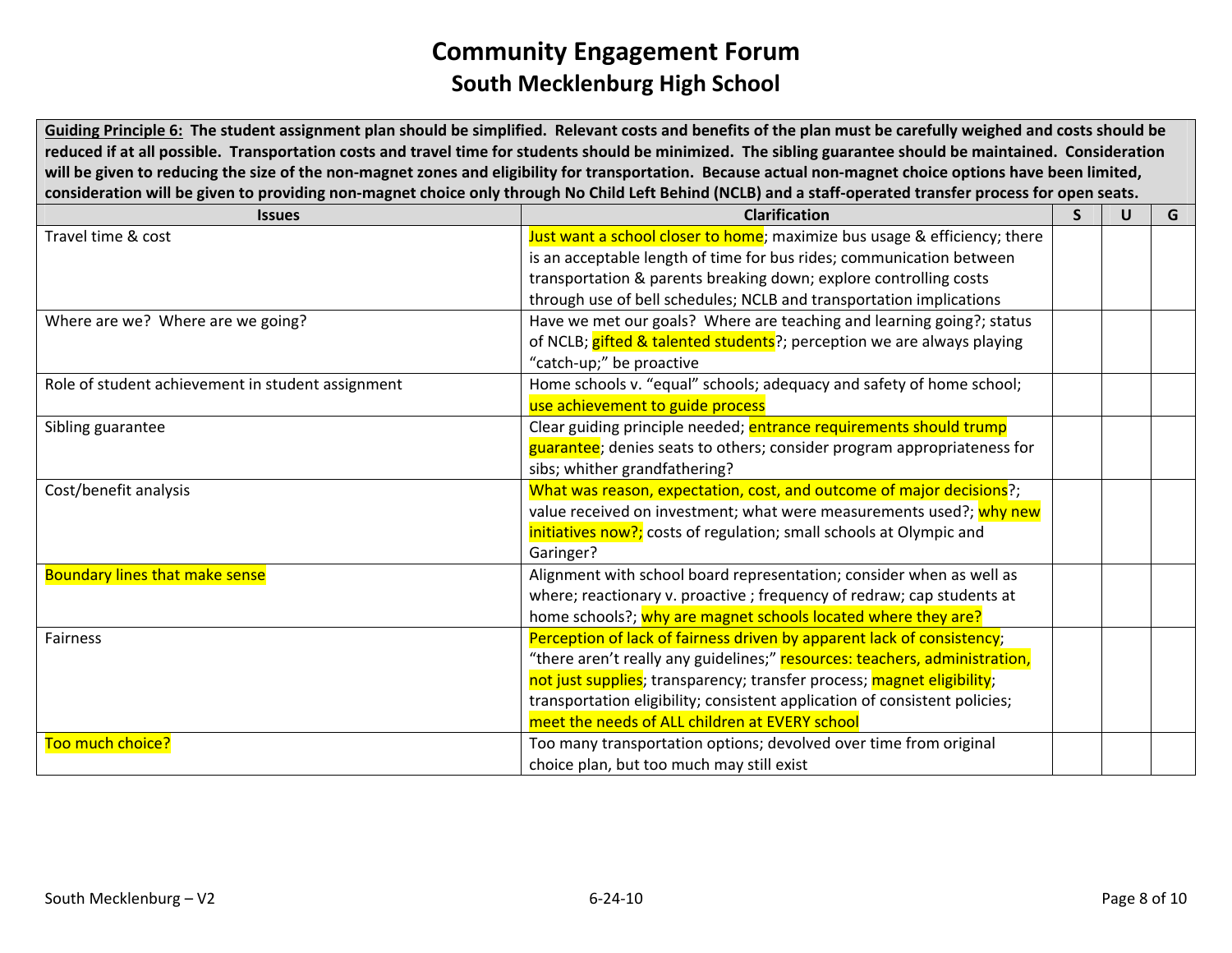# Community Engagement Forum

## South Mecklenburg High School

| **Guiding Principle 6: The student assignment plan should be simplified. Relevant costs and benefits of the plan must be carefully weighed and costs should be reduced if at all possible. Transportation costs and travel time for students should be minimized. The sibling guarantee should be maintained. Consideration will be given to reducing the size of the non-magnet zones and eligibility for transportation. Because actual non-magnet choice options have been limited, consideration will be given to providing non-magnet choice only through No Child Left Behind (NCLB) and a staff-operated transfer process for open seats.** | | | | |
|---|---|---|---|---|
| **Issues** | **Clarification** | **S** | **U** | **G** |
| Travel time & cost | Just want a school closer to home; maximize bus usage & efficiency; there is an acceptable length of time for bus rides; communication between transportation & parents breaking down; explore controlling costs through use of bell schedules; NCLB and transportation implications | | | |
| Where are we? Where are we going? | Have we met our goals? Where are teaching and learning going?; status of NCLB; gifted & talented students?; perception we are always playing "catch-up;" be proactive | | | |
| Role of student achievement in student assignment | Home schools v. "equal" schools; adequacy and safety of home school; use achievement to guide process | | | |
| Sibling guarantee | Clear guiding principle needed; entrance requirements should trump guarantee; denies seats to others; consider program appropriateness for sibs; whither grandfathering? | | | |
| Cost/benefit analysis | What was reason, expectation, cost, and outcome of major decisions?; value received on investment; what were measurements used?; why new initiatives now?; costs of regulation; small schools at Olympic and Garinger? | | | |
| Boundary lines that make sense | Alignment with school board representation; consider when as well as where; reactionary v. proactive ; frequency of redraw; cap students at home schools?; why are magnet schools located where they are? | | | |
| Fairness | Perception of lack of fairness driven by apparent lack of consistency; "there aren't really any guidelines;" resources: teachers, administration, not just supplies; transparency; transfer process; magnet eligibility; transportation eligibility; consistent application of consistent policies; meet the needs of ALL children at EVERY school | | | |
| Too much choice? | Too many transportation options; devolved over time from original choice plan, but too much may still exist | | | |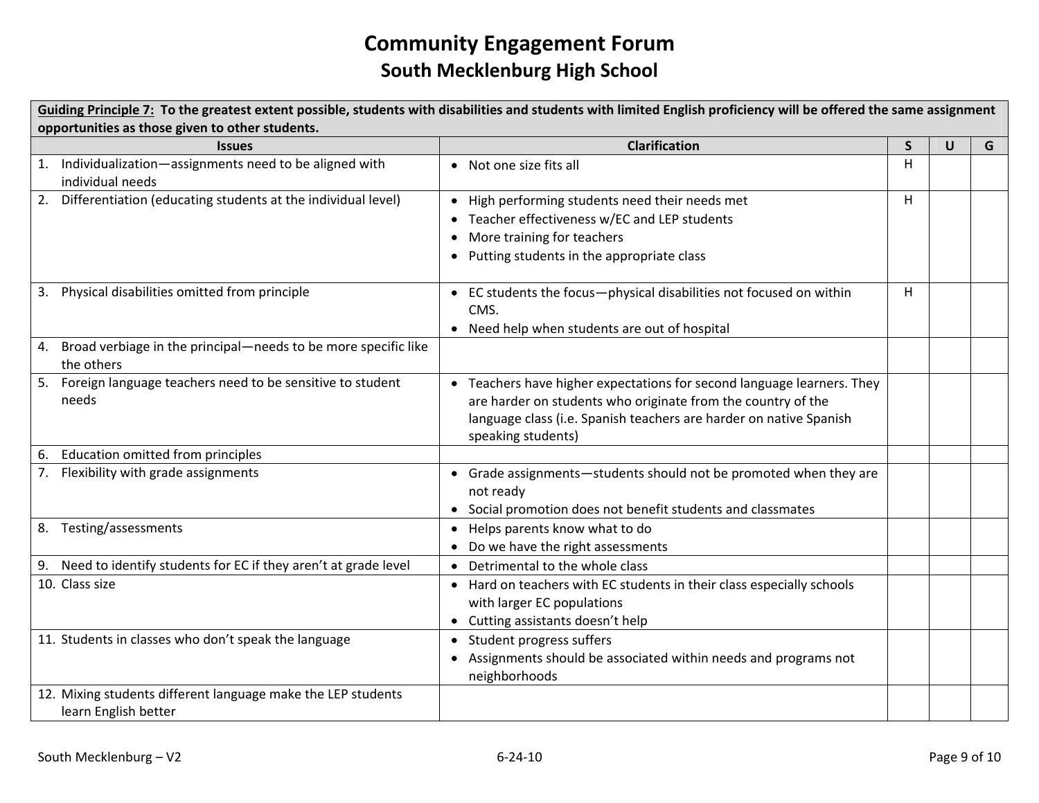# Community Engagement Forum

## South Mecklenburg High School

**Guiding Principle 7: To the greatest extent possible, students with disabilities and students with limited English proficiency will be offered the same assignment opportunities as those given to other students.**

| Issues | Clarification | S | U | G |
|---|---|---|---|---|
| 1. Individualization—assignments need to be aligned with individual needs | • Not one size fits all | H | | |
| 2. Differentiation (educating students at the individual level) | • High performing students need their needs met<br>• Teacher effectiveness w/EC and LEP students<br>• More training for teachers<br>• Putting students in the appropriate class | H | | |
| 3. Physical disabilities omitted from principle | • EC students the focus—physical disabilities not focused on within CMS.<br>• Need help when students are out of hospital | H | | |
| 4. Broad verbiage in the principal—needs to be more specific like the others | | | | |
| 5. Foreign language teachers need to be sensitive to student needs | • Teachers have higher expectations for second language learners. They are harder on students who originate from the country of the language class (i.e. Spanish teachers are harder on native Spanish speaking students) | | | |
| 6. Education omitted from principles | | | | |
| 7. Flexibility with grade assignments | • Grade assignments—students should not be promoted when they are not ready<br>• Social promotion does not benefit students and classmates | | | |
| 8. Testing/assessments | • Helps parents know what to do<br>• Do we have the right assessments | | | |
| 9. Need to identify students for EC if they aren't at grade level | • Detrimental to the whole class | | | |
| 10. Class size | • Hard on teachers with EC students in their class especially schools with larger EC populations<br>• Cutting assistants doesn't help | | | |
| 11. Students in classes who don't speak the language | • Student progress suffers<br>• Assignments should be associated within needs and programs not neighborhoods | | | |
| 12. Mixing students different language make the LEP students learn English better | | | | |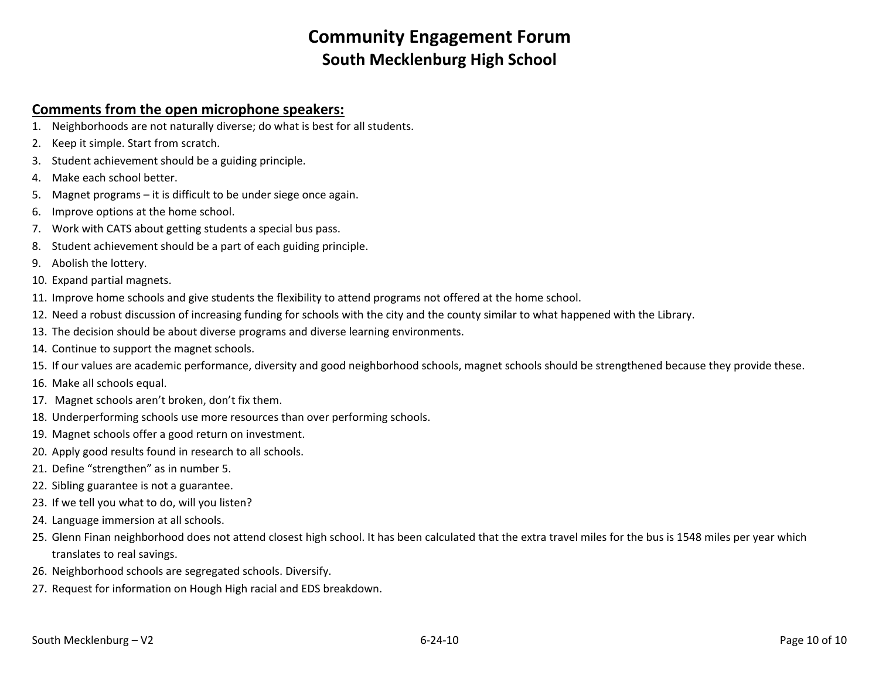# Community Engagement Forum
## South Mecklenburg High School

**Comments from the open microphone speakers:**

1. Neighborhoods are not naturally diverse; do what is best for all students.
2. Keep it simple. Start from scratch.
3. Student achievement should be a guiding principle.
4. Make each school better.
5. Magnet programs – it is difficult to be under siege once again.
6. Improve options at the home school.
7. Work with CATS about getting students a special bus pass.
8. Student achievement should be a part of each guiding principle.
9. Abolish the lottery.
10. Expand partial magnets.
11. Improve home schools and give students the flexibility to attend programs not offered at the home school.
12. Need a robust discussion of increasing funding for schools with the city and the county similar to what happened with the Library.
13. The decision should be about diverse programs and diverse learning environments.
14. Continue to support the magnet schools.
15. If our values are academic performance, diversity and good neighborhood schools, magnet schools should be strengthened because they provide these.
16. Make all schools equal.
17. Magnet schools aren't broken, don't fix them.
18. Underperforming schools use more resources than over performing schools.
19. Magnet schools offer a good return on investment.
20. Apply good results found in research to all schools.
21. Define "strengthen" as in number 5.
22. Sibling guarantee is not a guarantee.
23. If we tell you what to do, will you listen?
24. Language immersion at all schools.
25. Glenn Finan neighborhood does not attend closest high school. It has been calculated that the extra travel miles for the bus is 1548 miles per year which translates to real savings.
26. Neighborhood schools are segregated schools. Diversify.
27. Request for information on Hough High racial and EDS breakdown.